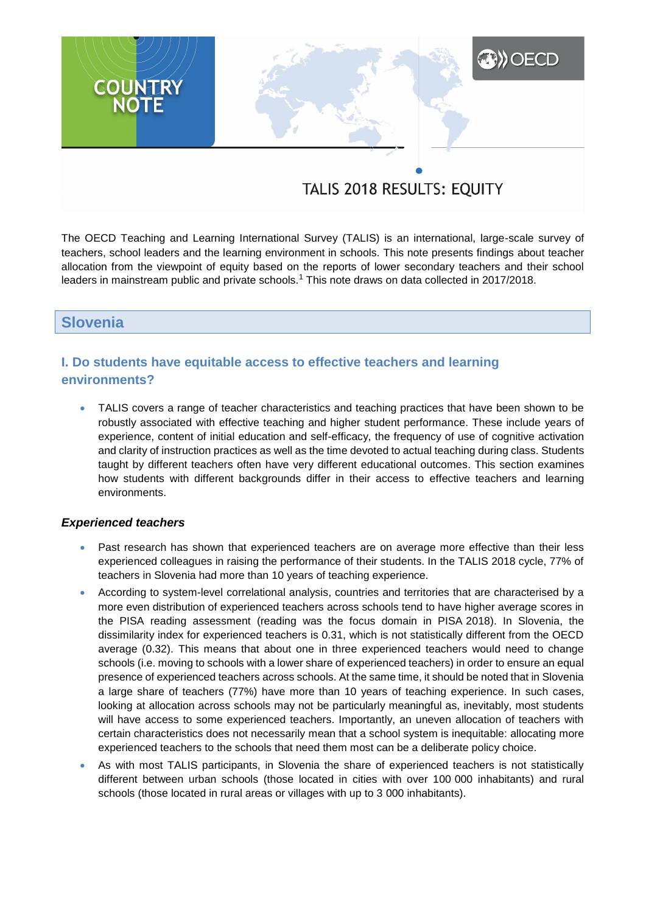COUNTRY NOTE

# TALIS 2018 RESULTS: EQUITY

The OECD Teaching and Learning International Survey (TALIS) is an international, large-scale survey of teachers, school leaders and the learning environment in schools. This note presents findings about teacher allocation from the viewpoint of equity based on the reports of lower secondary teachers and their school leaders in mainstream public and private schools.[1] This note draws on data collected in 2017/2018.

## Slovenia

### I. Do students have equitable access to effective teachers and learning environments?

- TALIS covers a range of teacher characteristics and teaching practices that have been shown to be robustly associated with effective teaching and higher student performance. These include years of experience, content of initial education and self-efficacy, the frequency of use of cognitive activation and clarity of instruction practices as well as the time devoted to actual teaching during class. Students taught by different teachers often have very different educational outcomes. This section examines how students with different backgrounds differ in their access to effective teachers and learning environments.

#### *Experienced teachers*

- Past research has shown that experienced teachers are on average more effective than their less experienced colleagues in raising the performance of their students. In the TALIS 2018 cycle, 77% of teachers in Slovenia had more than 10 years of teaching experience.
- According to system-level correlational analysis, countries and territories that are characterised by a more even distribution of experienced teachers across schools tend to have higher average scores in the PISA reading assessment (reading was the focus domain in PISA 2018). In Slovenia, the dissimilarity index for experienced teachers is 0.31, which is not statistically different from the OECD average (0.32). This means that about one in three experienced teachers would need to change schools (i.e. moving to schools with a lower share of experienced teachers) in order to ensure an equal presence of experienced teachers across schools. At the same time, it should be noted that in Slovenia a large share of teachers (77%) have more than 10 years of teaching experience. In such cases, looking at allocation across schools may not be particularly meaningful as, inevitably, most students will have access to some experienced teachers. Importantly, an uneven allocation of teachers with certain characteristics does not necessarily mean that a school system is inequitable: allocating more experienced teachers to the schools that need them most can be a deliberate policy choice.
- As with most TALIS participants, in Slovenia the share of experienced teachers is not statistically different between urban schools (those located in cities with over 100 000 inhabitants) and rural schools (those located in rural areas or villages with up to 3 000 inhabitants).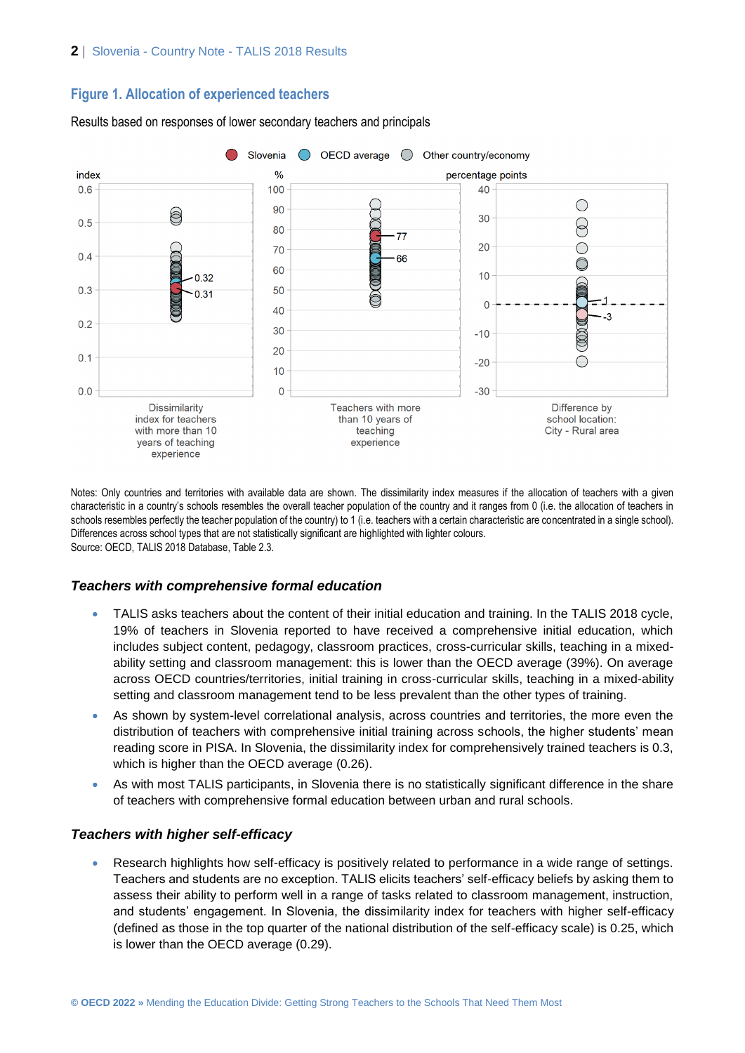## Figure 1. Allocation of experienced teachers

Results based on responses of lower secondary teachers and principals

Notes: Only countries and territories with available data are shown. The dissimilarity index measures if the allocation of teachers with a given characteristic in a country's schools resembles the overall teacher population of the country and it ranges from 0 (i.e. the allocation of teachers in schools resembles perfectly the teacher population of the country) to 1 (i.e. teachers with a certain characteristic are concentrated in a single school). Differences across school types that are not statistically significant are highlighted with lighter colours.
Source: OECD, TALIS 2018 Database, Table 2.3.

### *Teachers with comprehensive formal education*

- TALIS asks teachers about the content of their initial education and training. In the TALIS 2018 cycle, 19% of teachers in Slovenia reported to have received a comprehensive initial education, which includes subject content, pedagogy, classroom practices, cross-curricular skills, teaching in a mixed-ability setting and classroom management: this is lower than the OECD average (39%). On average across OECD countries/territories, initial training in cross-curricular skills, teaching in a mixed-ability setting and classroom management tend to be less prevalent than the other types of training.
- As shown by system-level correlational analysis, across countries and territories, the more even the distribution of teachers with comprehensive initial training across schools, the higher students' mean reading score in PISA. In Slovenia, the dissimilarity index for comprehensively trained teachers is 0.3, which is higher than the OECD average (0.26).
- As with most TALIS participants, in Slovenia there is no statistically significant difference in the share of teachers with comprehensive formal education between urban and rural schools.

### *Teachers with higher self-efficacy*

- Research highlights how self-efficacy is positively related to performance in a wide range of settings. Teachers and students are no exception. TALIS elicits teachers' self-efficacy beliefs by asking them to assess their ability to perform well in a range of tasks related to classroom management, instruction, and students' engagement. In Slovenia, the dissimilarity index for teachers with higher self-efficacy (defined as those in the top quarter of the national distribution of the self-efficacy scale) is 0.25, which is lower than the OECD average (0.29).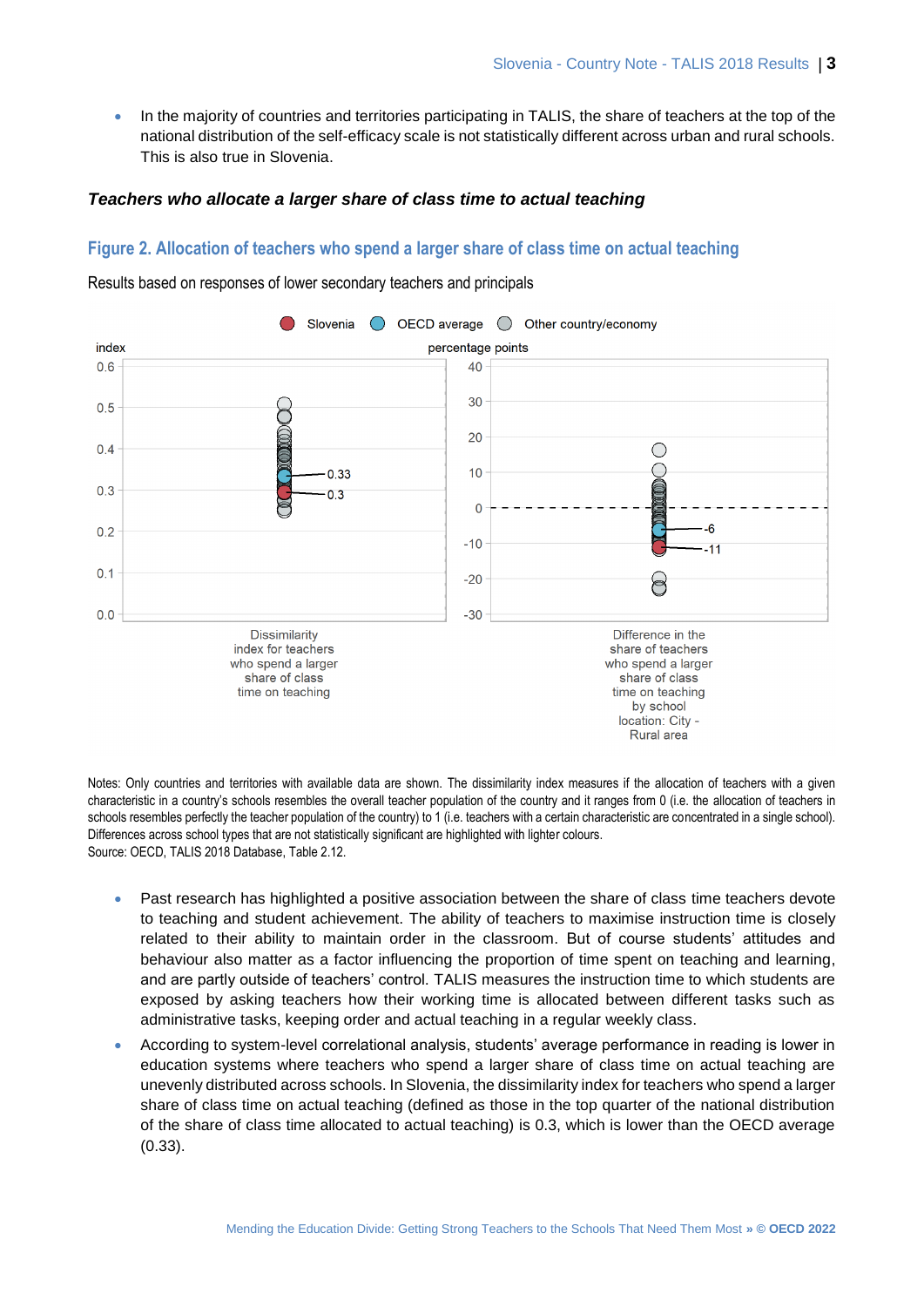- In the majority of countries and territories participating in TALIS, the share of teachers at the top of the national distribution of the self-efficacy scale is not statistically different across urban and rural schools. This is also true in Slovenia.

### *Teachers who allocate a larger share of class time to actual teaching*

## Figure 2. Allocation of teachers who spend a larger share of class time on actual teaching

Results based on responses of lower secondary teachers and principals

Notes: Only countries and territories with available data are shown. The dissimilarity index measures if the allocation of teachers with a given characteristic in a country's schools resembles the overall teacher population of the country and it ranges from 0 (i.e. the allocation of teachers in schools resembles perfectly the teacher population of the country) to 1 (i.e. teachers with a certain characteristic are concentrated in a single school). Differences across school types that are not statistically significant are highlighted with lighter colours.
Source: OECD, TALIS 2018 Database, Table 2.12.

- Past research has highlighted a positive association between the share of class time teachers devote to teaching and student achievement. The ability of teachers to maximise instruction time is closely related to their ability to maintain order in the classroom. But of course students' attitudes and behaviour also matter as a factor influencing the proportion of time spent on teaching and learning, and are partly outside of teachers' control. TALIS measures the instruction time to which students are exposed by asking teachers how their working time is allocated between different tasks such as administrative tasks, keeping order and actual teaching in a regular weekly class.
- According to system-level correlational analysis, students' average performance in reading is lower in education systems where teachers who spend a larger share of class time on actual teaching are unevenly distributed across schools. In Slovenia, the dissimilarity index for teachers who spend a larger share of class time on actual teaching (defined as those in the top quarter of the national distribution of the share of class time allocated to actual teaching) is 0.3, which is lower than the OECD average (0.33).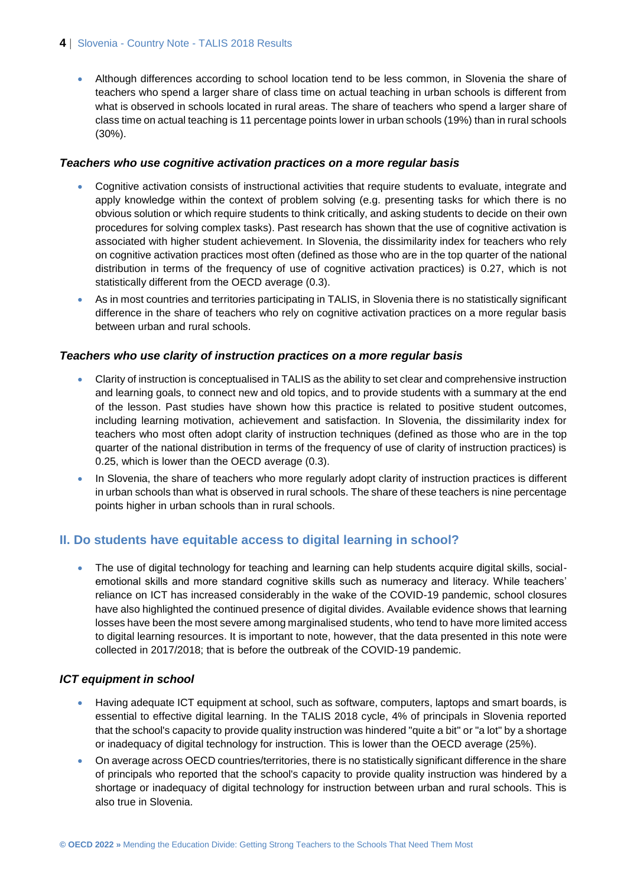- Although differences according to school location tend to be less common, in Slovenia the share of teachers who spend a larger share of class time on actual teaching in urban schools is different from what is observed in schools located in rural areas. The share of teachers who spend a larger share of class time on actual teaching is 11 percentage points lower in urban schools (19%) than in rural schools (30%).

### *Teachers who use cognitive activation practices on a more regular basis*

- Cognitive activation consists of instructional activities that require students to evaluate, integrate and apply knowledge within the context of problem solving (e.g. presenting tasks for which there is no obvious solution or which require students to think critically, and asking students to decide on their own procedures for solving complex tasks). Past research has shown that the use of cognitive activation is associated with higher student achievement. In Slovenia, the dissimilarity index for teachers who rely on cognitive activation practices most often (defined as those who are in the top quarter of the national distribution in terms of the frequency of use of cognitive activation practices) is 0.27, which is not statistically different from the OECD average (0.3).
- As in most countries and territories participating in TALIS, in Slovenia there is no statistically significant difference in the share of teachers who rely on cognitive activation practices on a more regular basis between urban and rural schools.

### *Teachers who use clarity of instruction practices on a more regular basis*

- Clarity of instruction is conceptualised in TALIS as the ability to set clear and comprehensive instruction and learning goals, to connect new and old topics, and to provide students with a summary at the end of the lesson. Past studies have shown how this practice is related to positive student outcomes, including learning motivation, achievement and satisfaction. In Slovenia, the dissimilarity index for teachers who most often adopt clarity of instruction techniques (defined as those who are in the top quarter of the national distribution in terms of the frequency of use of clarity of instruction practices) is 0.25, which is lower than the OECD average (0.3).
- In Slovenia, the share of teachers who more regularly adopt clarity of instruction practices is different in urban schools than what is observed in rural schools. The share of these teachers is nine percentage points higher in urban schools than in rural schools.

## II. Do students have equitable access to digital learning in school?

- The use of digital technology for teaching and learning can help students acquire digital skills, social-emotional skills and more standard cognitive skills such as numeracy and literacy. While teachers' reliance on ICT has increased considerably in the wake of the COVID-19 pandemic, school closures have also highlighted the continued presence of digital divides. Available evidence shows that learning losses have been the most severe among marginalised students, who tend to have more limited access to digital learning resources. It is important to note, however, that the data presented in this note were collected in 2017/2018; that is before the outbreak of the COVID-19 pandemic.

### *ICT equipment in school*

- Having adequate ICT equipment at school, such as software, computers, laptops and smart boards, is essential to effective digital learning. In the TALIS 2018 cycle, 4% of principals in Slovenia reported that the school's capacity to provide quality instruction was hindered "quite a bit" or "a lot" by a shortage or inadequacy of digital technology for instruction. This is lower than the OECD average (25%).
- On average across OECD countries/territories, there is no statistically significant difference in the share of principals who reported that the school's capacity to provide quality instruction was hindered by a shortage or inadequacy of digital technology for instruction between urban and rural schools. This is also true in Slovenia.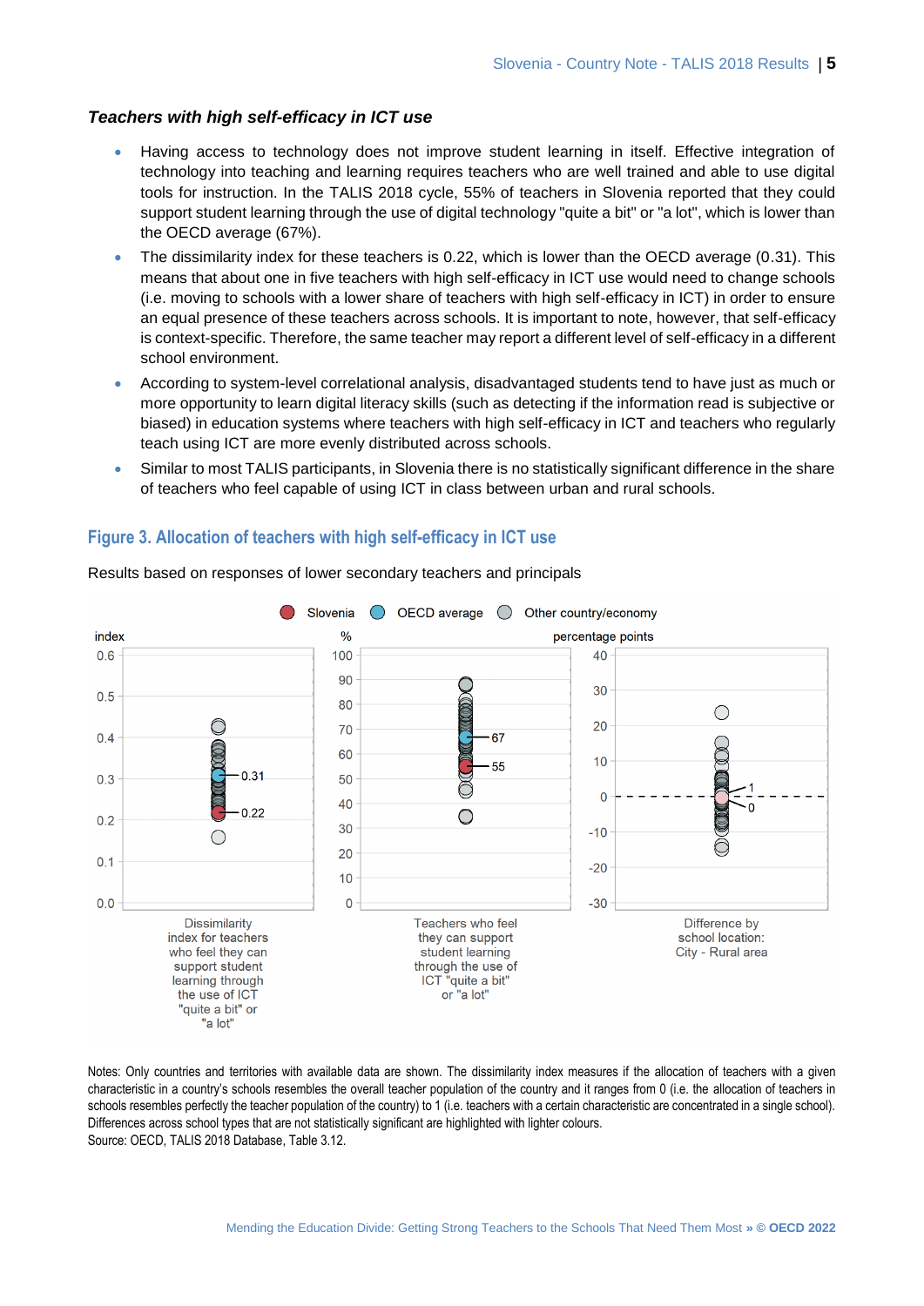### *Teachers with high self-efficacy in ICT use*

- Having access to technology does not improve student learning in itself. Effective integration of technology into teaching and learning requires teachers who are well trained and able to use digital tools for instruction. In the TALIS 2018 cycle, 55% of teachers in Slovenia reported that they could support student learning through the use of digital technology "quite a bit" or "a lot", which is lower than the OECD average (67%).
- The dissimilarity index for these teachers is 0.22, which is lower than the OECD average (0.31). This means that about one in five teachers with high self-efficacy in ICT use would need to change schools (i.e. moving to schools with a lower share of teachers with high self-efficacy in ICT) in order to ensure an equal presence of these teachers across schools. It is important to note, however, that self-efficacy is context-specific. Therefore, the same teacher may report a different level of self-efficacy in a different school environment.
- According to system-level correlational analysis, disadvantaged students tend to have just as much or more opportunity to learn digital literacy skills (such as detecting if the information read is subjective or biased) in education systems where teachers with high self-efficacy in ICT and teachers who regularly teach using ICT are more evenly distributed across schools.
- Similar to most TALIS participants, in Slovenia there is no statistically significant difference in the share of teachers who feel capable of using ICT in class between urban and rural schools.

## Figure 3. Allocation of teachers with high self-efficacy in ICT use

Results based on responses of lower secondary teachers and principals

Legend: Slovenia | OECD average | Other country/economy

| Indicator | Slovenia | OECD average |
|---|---|---|
| Dissimilarity index for teachers who feel they can support student learning through the use of ICT "quite a bit" or "a lot" (index) | 0.22 | 0.31 |
| Teachers who feel they can support student learning through the use of ICT "quite a bit" or "a lot" (%) | 55 | 67 |
| Difference by school location: City - Rural area (percentage points) | 0 | 1 |

Notes: Only countries and territories with available data are shown. The dissimilarity index measures if the allocation of teachers with a given characteristic in a country's schools resembles the overall teacher population of the country and it ranges from 0 (i.e. the allocation of teachers in schools resembles perfectly the teacher population of the country) to 1 (i.e. teachers with a certain characteristic are concentrated in a single school). Differences across school types that are not statistically significant are highlighted with lighter colours.
Source: OECD, TALIS 2018 Database, Table 3.12.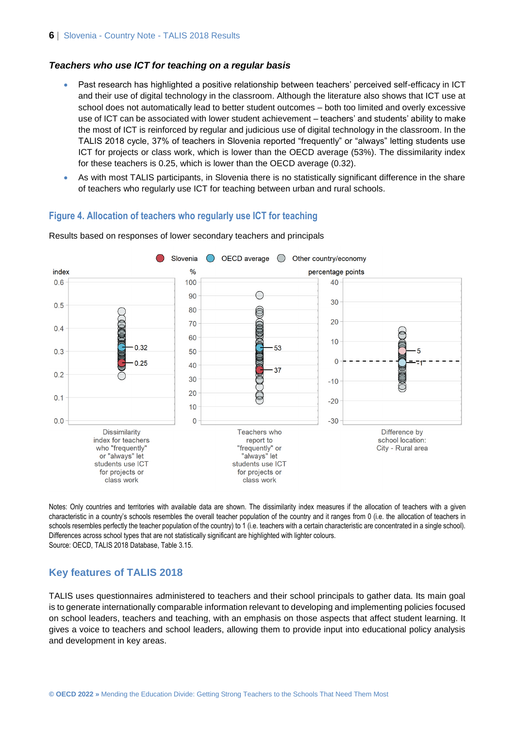### *Teachers who use ICT for teaching on a regular basis*

- Past research has highlighted a positive relationship between teachers' perceived self-efficacy in ICT and their use of digital technology in the classroom. Although the literature also shows that ICT use at school does not automatically lead to better student outcomes – both too limited and overly excessive use of ICT can be associated with lower student achievement – teachers' and students' ability to make the most of ICT is reinforced by regular and judicious use of digital technology in the classroom. In the TALIS 2018 cycle, 37% of teachers in Slovenia reported "frequently" or "always" letting students use ICT for projects or class work, which is lower than the OECD average (53%). The dissimilarity index for these teachers is 0.25, which is lower than the OECD average (0.32).
- As with most TALIS participants, in Slovenia there is no statistically significant difference in the share of teachers who regularly use ICT for teaching between urban and rural schools.

## Figure 4. Allocation of teachers who regularly use ICT for teaching

Results based on responses of lower secondary teachers and principals

Legend: Slovenia; OECD average; Other country/economy

| | Slovenia | OECD average |
|---|---|---|
| Dissimilarity index for teachers who "frequently" or "always" let students use ICT for projects or class work (index) | 0.25 | 0.32 |
| Teachers who report to "frequently" or "always" let students use ICT for projects or class work (%) | 37 | 53 |
| Difference by school location: City - Rural area (percentage points) | 5 | -1 |

Notes: Only countries and territories with available data are shown. The dissimilarity index measures if the allocation of teachers with a given characteristic in a country's schools resembles the overall teacher population of the country and it ranges from 0 (i.e. the allocation of teachers in schools resembles perfectly the teacher population of the country) to 1 (i.e. teachers with a certain characteristic are concentrated in a single school). Differences across school types that are not statistically significant are highlighted with lighter colours.
Source: OECD, TALIS 2018 Database, Table 3.15.

## Key features of TALIS 2018

TALIS uses questionnaires administered to teachers and their school principals to gather data. Its main goal is to generate internationally comparable information relevant to developing and implementing policies focused on school leaders, teachers and teaching, with an emphasis on those aspects that affect student learning. It gives a voice to teachers and school leaders, allowing them to provide input into educational policy analysis and development in key areas.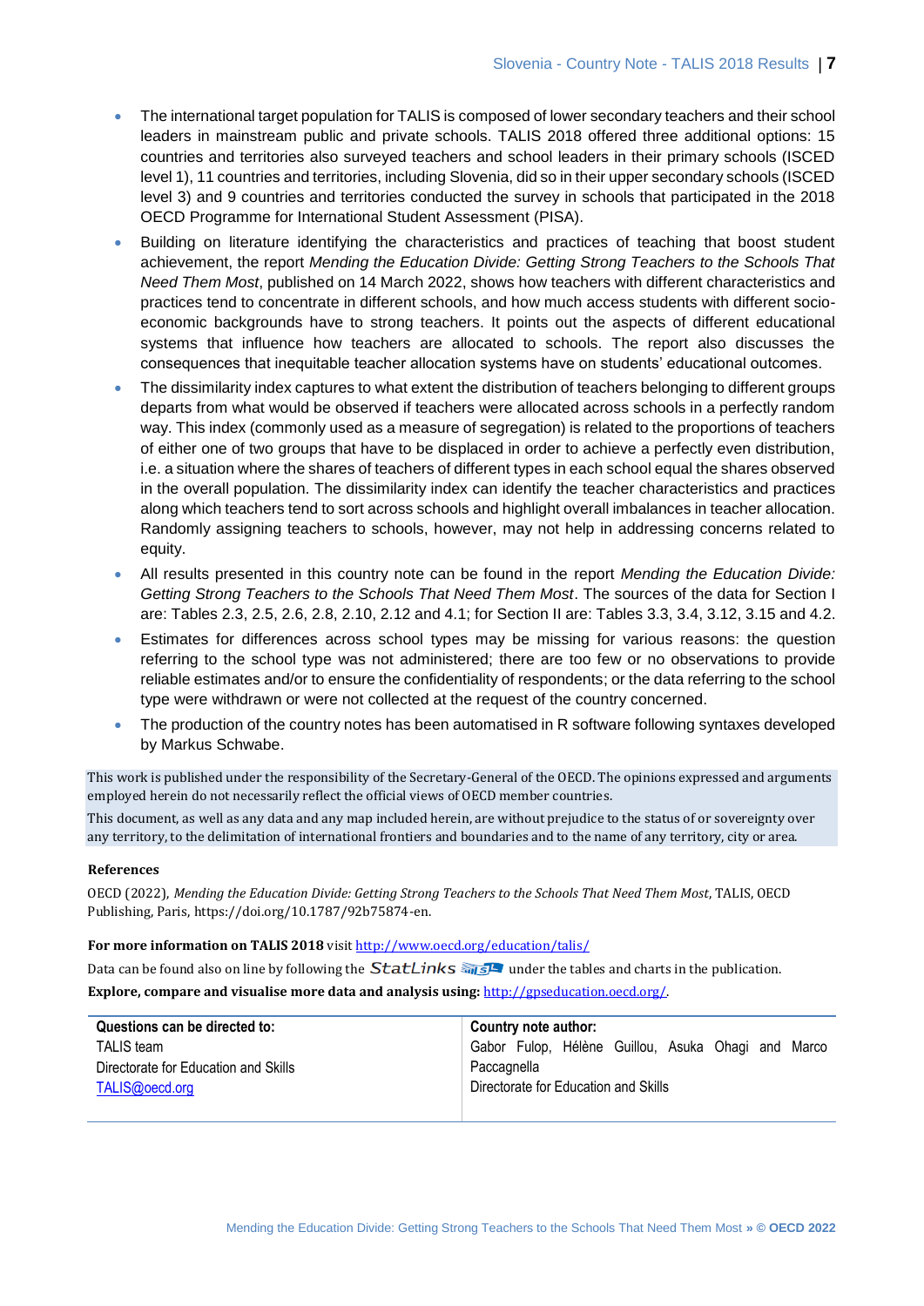- The international target population for TALIS is composed of lower secondary teachers and their school leaders in mainstream public and private schools. TALIS 2018 offered three additional options: 15 countries and territories also surveyed teachers and school leaders in their primary schools (ISCED level 1), 11 countries and territories, including Slovenia, did so in their upper secondary schools (ISCED level 3) and 9 countries and territories conducted the survey in schools that participated in the 2018 OECD Programme for International Student Assessment (PISA).
- Building on literature identifying the characteristics and practices of teaching that boost student achievement, the report *Mending the Education Divide: Getting Strong Teachers to the Schools That Need Them Most*, published on 14 March 2022, shows how teachers with different characteristics and practices tend to concentrate in different schools, and how much access students with different socio-economic backgrounds have to strong teachers. It points out the aspects of different educational systems that influence how teachers are allocated to schools. The report also discusses the consequences that inequitable teacher allocation systems have on students' educational outcomes.
- The dissimilarity index captures to what extent the distribution of teachers belonging to different groups departs from what would be observed if teachers were allocated across schools in a perfectly random way. This index (commonly used as a measure of segregation) is related to the proportions of teachers of either one of two groups that have to be displaced in order to achieve a perfectly even distribution, i.e. a situation where the shares of teachers of different types in each school equal the shares observed in the overall population. The dissimilarity index can identify the teacher characteristics and practices along which teachers tend to sort across schools and highlight overall imbalances in teacher allocation. Randomly assigning teachers to schools, however, may not help in addressing concerns related to equity.
- All results presented in this country note can be found in the report *Mending the Education Divide: Getting Strong Teachers to the Schools That Need Them Most*. The sources of the data for Section I are: Tables 2.3, 2.5, 2.6, 2.8, 2.10, 2.12 and 4.1; for Section II are: Tables 3.3, 3.4, 3.12, 3.15 and 4.2.
- Estimates for differences across school types may be missing for various reasons: the question referring to the school type was not administered; there are too few or no observations to provide reliable estimates and/or to ensure the confidentiality of respondents; or the data referring to the school type were withdrawn or were not collected at the request of the country concerned.
- The production of the country notes has been automatised in R software following syntaxes developed by Markus Schwabe.

This work is published under the responsibility of the Secretary-General of the OECD. The opinions expressed and arguments employed herein do not necessarily reflect the official views of OECD member countries.

This document, as well as any data and any map included herein, are without prejudice to the status of or sovereignty over any territory, to the delimitation of international frontiers and boundaries and to the name of any territory, city or area.

**References**

OECD (2022), *Mending the Education Divide: Getting Strong Teachers to the Schools That Need Them Most*, TALIS, OECD Publishing, Paris, https://doi.org/10.1787/92b75874-en.

**For more information on TALIS 2018** visit http://www.oecd.org/education/talis/

Data can be found also on line by following the StatLinks under the tables and charts in the publication.

**Explore, compare and visualise more data and analysis using:** http://gpseducation.oecd.org/.

| **Questions can be directed to:** | **Country note author:** |
|---|---|
| TALIS team<br>Directorate for Education and Skills<br>TALIS@oecd.org | Gabor Fulop, Hélène Guillou, Asuka Ohagi and Marco Paccagnella<br>Directorate for Education and Skills |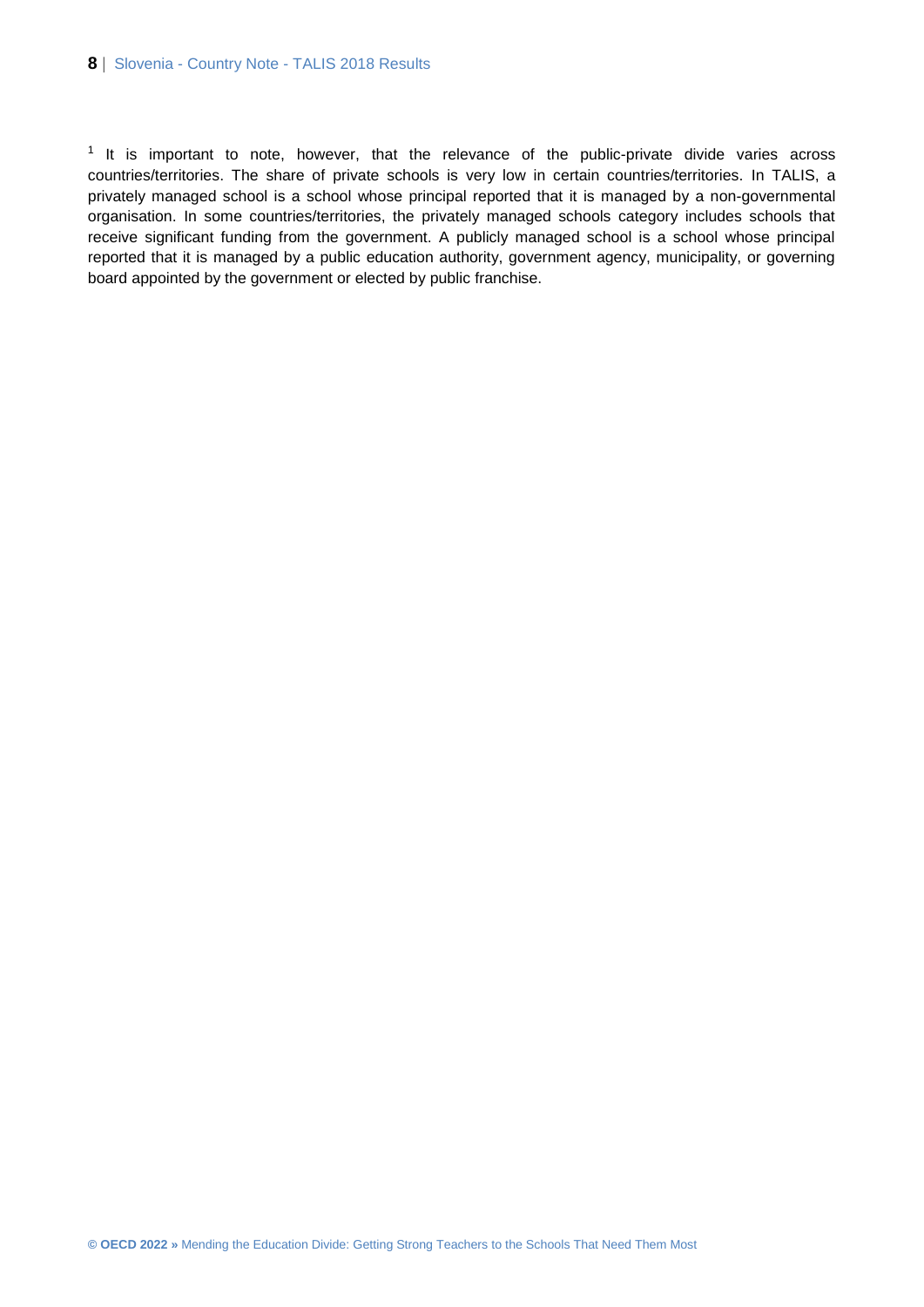[1] It is important to note, however, that the relevance of the public-private divide varies across countries/territories. The share of private schools is very low in certain countries/territories. In TALIS, a privately managed school is a school whose principal reported that it is managed by a non-governmental organisation. In some countries/territories, the privately managed schools category includes schools that receive significant funding from the government. A publicly managed school is a school whose principal reported that it is managed by a public education authority, government agency, municipality, or governing board appointed by the government or elected by public franchise.